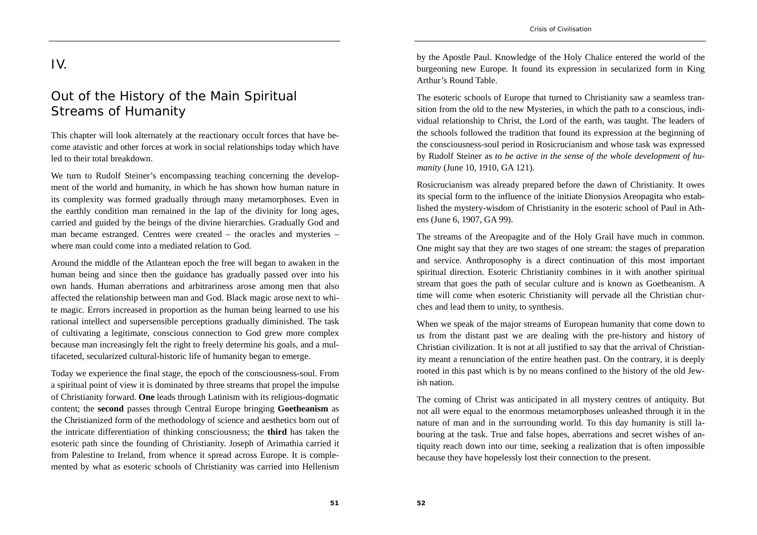# IV.

## Out of the History of the Main Spiritual Streams of Humanity

This chapter will look alternately at the reactionary occult forces that have become atavistic and other forces at work in social relationships today which have led to their total breakdown.

We turn to Rudolf Steiner's encompassing teaching concerning the development of the world and humanity, in which he has shown how human nature in its complexity was formed gradually through many metamorphoses. Even in the earthly condition man remained in the lap of the divinity for long ages, carried and guided by the beings of the divine hierarchies. Gradually God and man became estranged. Centres were created – the oracles and mysteries – where man could come into a mediated relation to God.

Around the middle of the Atlantean epoch the free will began to awaken in the human being and since then the guidance has gradually passed over into his own hands. Human aberrations and arbitrariness arose among men that also affected the relationship between man and God. Black magic arose next to white magic. Errors increased in proportion as the human being learned to use his rational intellect and supersensible perceptions gradually diminished. The task of cultivating a legitimate, conscious connection to God grew more complex because man increasingly felt the right to freely determine his goals, and a multifaceted, secularized cultural-historic life of humanity began to emerge.

Today we experience the final stage, the epoch of the consciousness-soul. From a spiritual point of view it is dominated by three streams that propel the impulse of Christianity forward. **One** leads through Latinism with its religious-dogmatic content; the **second** passes through Central Europe bringing **Goetheanism** as the Christianized form of the methodology of science and aesthetics born out of the intricate differentiation of thinking consciousness; the **third** has taken the esoteric path since the founding of Christianity. Joseph of Arimathia carried it from Palestine to Ireland, from whence it spread across Europe. It is complemented by what as esoteric schools of Christianity was carried into Hellenism by the Apostle Paul. Knowledge of the Holy Chalice entered the world of the burgeoning new Europe. It found its expression in secularized form in King Arthur's Round Table.

The esoteric schools of Europe that turned to Christianity saw a seamless transition from the old to the new Mysteries, in which the path to a conscious, individual relationship to Christ, the Lord of the earth, was taught. The leaders of the schools followed the tradition that found its expression at the beginning of the consciousness-soul period in Rosicrucianism and whose task was expressed by Rudolf Steiner as *to be active in the sense of the whole development of humanity* (June 10, 1910, GA 121).

Rosicrucianism was already prepared before the dawn of Christianity. It owes its special form to the influence of the initiate Dionysios Areopagita who established the mystery-wisdom of Christianity in the esoteric school of Paul in Athens (June 6, 1907, GA 99).

The streams of the Areopagite and of the Holy Grail have much in common. One might say that they are two stages of one stream: the stages of preparation and service. Anthroposophy is a direct continuation of this most important spiritual direction. Esoteric Christianity combines in it with another spiritual stream that goes the path of secular culture and is known as Goetheanism. A time will come when esoteric Christianity will pervade all the Christian churches and lead them to unity, to synthesis.

When we speak of the major streams of European humanity that come down to us from the distant past we are dealing with the pre-history and history of Christian civilization. It is not at all justified to say that the arrival of Christianity meant a renunciation of the entire heathen past. On the contrary, it is deeply rooted in this past which is by no means confined to the history of the old Jewish nation.

The coming of Christ was anticipated in all mystery centres of antiquity. But not all were equal to the enormous metamorphoses unleashed through it in the nature of man and in the surrounding world. To this day humanity is still labouring at the task. True and false hopes, aberrations and secret wishes of antiquity reach down into our time, seeking a realization that is often impossible because they have hopelessly lost their connection to the present.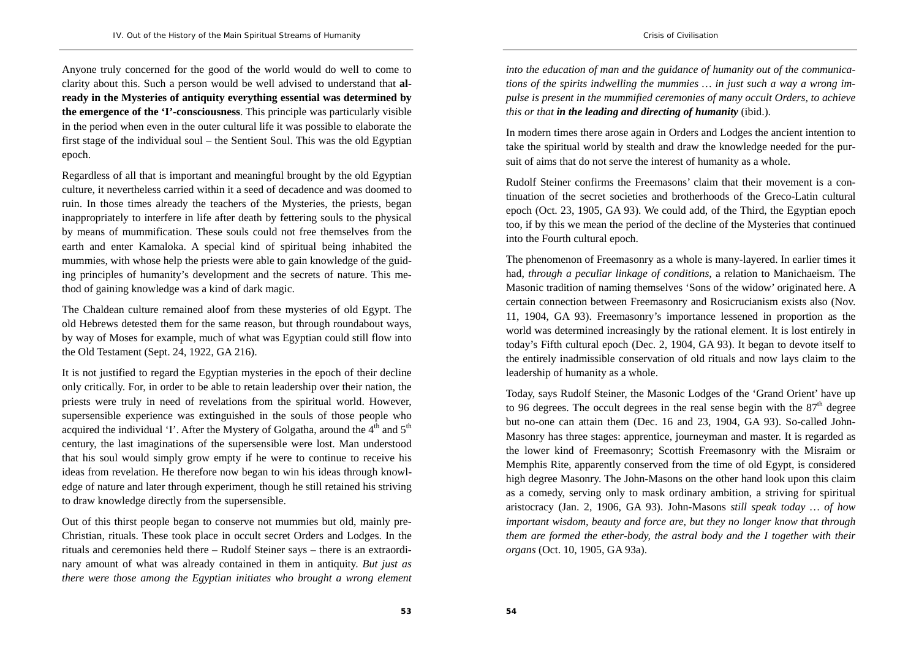Anyone truly concerned for the good of the world would do well to come to clarity about this. Such a person would be well advised to understand that **already in the Mysteries of antiquity everything essential was determined by the emergence of the 'I'-consciousness**. This principle was particularly visible in the period when even in the outer cultural life it was possible to elaborate the first stage of the individual soul – the Sentient Soul. This was the old Egyptian epoch.

Regardless of all that is important and meaningful brought by the old Egyptian culture, it nevertheless carried within it a seed of decadence and was doomed to ruin. In those times already the teachers of the Mysteries, the priests, began inappropriately to interfere in life after death by fettering souls to the physical by means of mummification. These souls could not free themselves from the earth and enter Kamaloka. A special kind of spiritual being inhabited the mummies, with whose help the priests were able to gain knowledge of the guiding principles of humanity's development and the secrets of nature. This method of gaining knowledge was a kind of dark magic.

The Chaldean culture remained aloof from these mysteries of old Egypt. The old Hebrews detested them for the same reason, but through roundabout ways, by way of Moses for example, much of what was Egyptian could still flow into the Old Testament (Sept. 24, 1922, GA 216).

It is not justified to regard the Egyptian mysteries in the epoch of their decline only critically. For, in order to be able to retain leadership over their nation, the priests were truly in need of revelations from the spiritual world. However, supersensible experience was extinguished in the souls of those people who acquired the individual 'I'. After the Mystery of Golgatha, around the 4th and 5th century, the last imaginations of the supersensible were lost. Man understood that his soul would simply grow empty if he were to continue to receive his ideas from revelation. He therefore now began to win his ideas through knowledge of nature and later through experiment, though he still retained his striving to draw knowledge directly from the supersensible.

Out of this thirst people began to conserve not mummies but old, mainly pre-Christian, rituals. These took place in occult secret Orders and Lodges. In the rituals and ceremonies held there – Rudolf Steiner says – there is an extraordinary amount of what was already contained in them in antiquity. *But just as there were those among the Egyptian initiates who brought a wrong element into the education of man and the guidance of humanity out of the communications of the spirits indwelling the mummies … in just such a way a wrong impulse is present in the mummified ceremonies of many occult Orders, to achieve this or that **in the leading and directing of humanity*** (ibid.).

In modern times there arose again in Orders and Lodges the ancient intention to take the spiritual world by stealth and draw the knowledge needed for the pursuit of aims that do not serve the interest of humanity as a whole.

Rudolf Steiner confirms the Freemasons' claim that their movement is a continuation of the secret societies and brotherhoods of the Greco-Latin cultural epoch (Oct. 23, 1905, GA 93). We could add, of the Third, the Egyptian epoch too, if by this we mean the period of the decline of the Mysteries that continued into the Fourth cultural epoch.

The phenomenon of Freemasonry as a whole is many-layered. In earlier times it had, *through a peculiar linkage of conditions*, a relation to Manichaeism. The Masonic tradition of naming themselves 'Sons of the widow' originated here. A certain connection between Freemasonry and Rosicrucianism exists also (Nov. 11, 1904, GA 93). Freemasonry's importance lessened in proportion as the world was determined increasingly by the rational element. It is lost entirely in today's Fifth cultural epoch (Dec. 2, 1904, GA 93). It began to devote itself to the entirely inadmissible conservation of old rituals and now lays claim to the leadership of humanity as a whole.

Today, says Rudolf Steiner, the Masonic Lodges of the 'Grand Orient' have up to 96 degrees. The occult degrees in the real sense begin with the 87th degree but no-one can attain them (Dec. 16 and 23, 1904, GA 93). So-called John-Masonry has three stages: apprentice, journeyman and master. It is regarded as the lower kind of Freemasonry; Scottish Freemasonry with the Misraim or Memphis Rite, apparently conserved from the time of old Egypt, is considered high degree Masonry. The John-Masons on the other hand look upon this claim as a comedy, serving only to mask ordinary ambition, a striving for spiritual aristocracy (Jan. 2, 1906, GA 93). John-Masons *still speak today … of how important wisdom, beauty and force are, but they no longer know that through them are formed the ether-body, the astral body and the I together with their organs* (Oct. 10, 1905, GA 93a).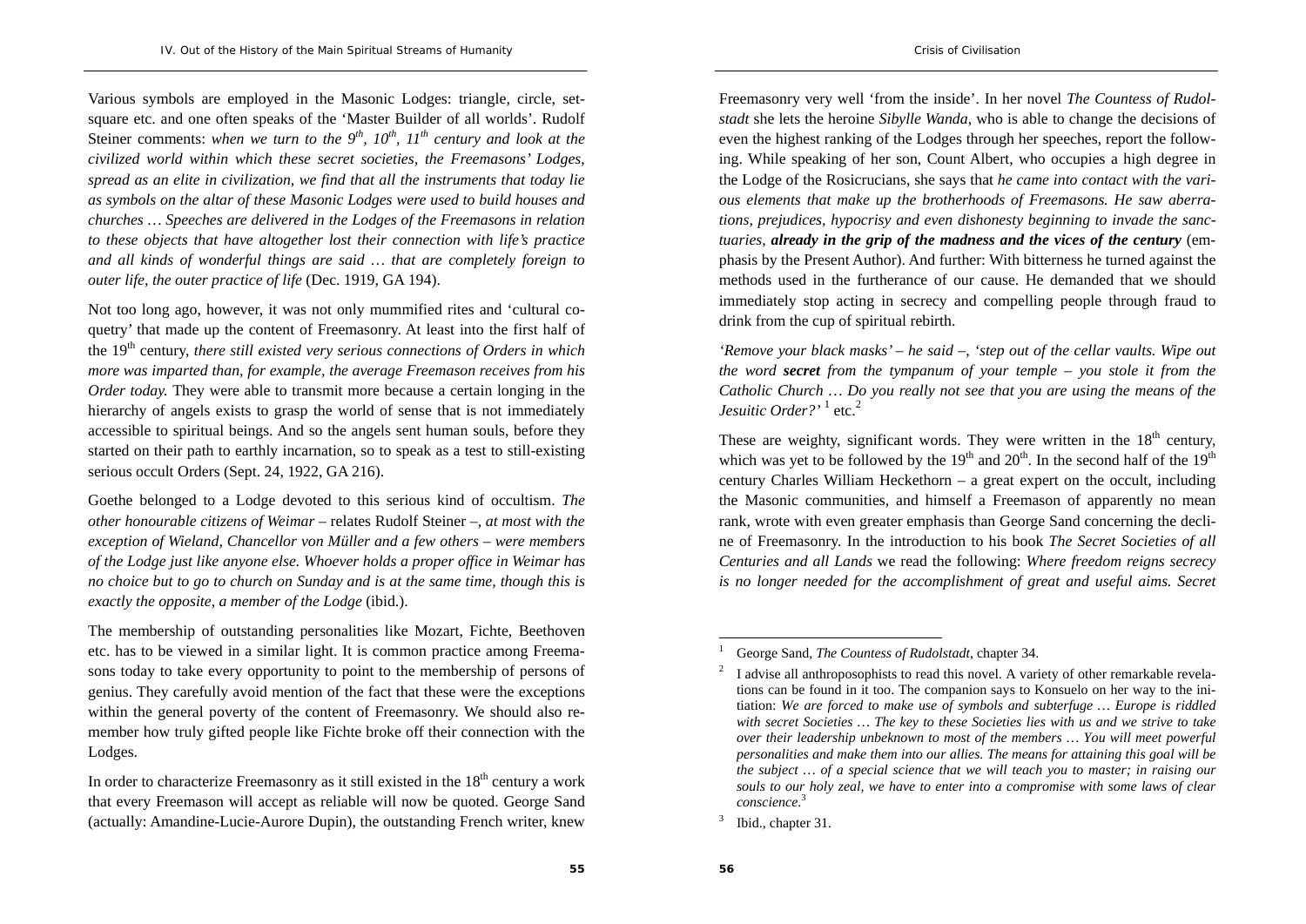Various symbols are employed in the Masonic Lodges: triangle, circle, set-square etc. and one often speaks of the 'Master Builder of all worlds'. Rudolf Steiner comments: *when we turn to the 9th, 10th, 11th century and look at the civilized world within which these secret societies, the Freemasons' Lodges, spread as an elite in civilization, we find that all the instruments that today lie as symbols on the altar of these Masonic Lodges were used to build houses and churches … Speeches are delivered in the Lodges of the Freemasons in relation to these objects that have altogether lost their connection with life's practice and all kinds of wonderful things are said … that are completely foreign to outer life, the outer practice of life* (Dec. 1919, GA 194).

Not too long ago, however, it was not only mummified rites and 'cultural coquetry' that made up the content of Freemasonry. At least into the first half of the 19th century, *there still existed very serious connections of Orders in which more was imparted than, for example, the average Freemason receives from his Order today.* They were able to transmit more because a certain longing in the hierarchy of angels exists to grasp the world of sense that is not immediately accessible to spiritual beings. And so the angels sent human souls, before they started on their path to earthly incarnation, so to speak as a test to still-existing serious occult Orders (Sept. 24, 1922, GA 216).

Goethe belonged to a Lodge devoted to this serious kind of occultism. *The other honourable citizens of Weimar* – relates Rudolf Steiner –, *at most with the exception of Wieland, Chancellor von Müller and a few others – were members of the Lodge just like anyone else. Whoever holds a proper office in Weimar has no choice but to go to church on Sunday and is at the same time, though this is exactly the opposite, a member of the Lodge* (ibid.).

The membership of outstanding personalities like Mozart, Fichte, Beethoven etc. has to be viewed in a similar light. It is common practice among Freemasons today to take every opportunity to point to the membership of persons of genius. They carefully avoid mention of the fact that these were the exceptions within the general poverty of the content of Freemasonry. We should also remember how truly gifted people like Fichte broke off their connection with the Lodges.

In order to characterize Freemasonry as it still existed in the 18th century a work that every Freemason will accept as reliable will now be quoted. George Sand (actually: Amandine-Lucie-Aurore Dupin), the outstanding French writer, knew Freemasonry very well 'from the inside'. In her novel *The Countess of Rudolstadt* she lets the heroine *Sibylle Wanda*, who is able to change the decisions of even the highest ranking of the Lodges through her speeches, report the following. While speaking of her son, Count Albert, who occupies a high degree in the Lodge of the Rosicrucians, she says that *he came into contact with the various elements that make up the brotherhoods of Freemasons. He saw aberrations, prejudices, hypocrisy and even dishonesty beginning to invade the sanctuaries, **already in the grip of the madness and the vices of the century*** (emphasis by the Present Author). And further: With bitterness he turned against the methods used in the furtherance of our cause. He demanded that we should immediately stop acting in secrecy and compelling people through fraud to drink from the cup of spiritual rebirth.

*'Remove your black masks' – he said –, 'step out of the cellar vaults. Wipe out the word **secret** from the tympanum of your temple – you stole it from the Catholic Church … Do you really not see that you are using the means of the Jesuitic Order?'* [1] etc.[2]

These are weighty, significant words. They were written in the 18th century, which was yet to be followed by the 19th and 20th. In the second half of the 19th century Charles William Heckethorn – a great expert on the occult, including the Masonic communities, and himself a Freemason of apparently no mean rank, wrote with even greater emphasis than George Sand concerning the decline of Freemasonry. In the introduction to his book *The Secret Societies of all Centuries and all Lands* we read the following: *Where freedom reigns secrecy is no longer needed for the accomplishment of great and useful aims. Secret*

---

[1] George Sand, *The Countess of Rudolstadt*, chapter 34.

[2] I advise all anthroposophists to read this novel. A variety of other remarkable revelations can be found in it too. The companion says to Konsuelo on her way to the initiation: *We are forced to make use of symbols and subterfuge … Europe is riddled with secret Societies … The key to these Societies lies with us and we strive to take over their leadership unbeknown to most of the members … You will meet powerful personalities and make them into our allies. The means for attaining this goal will be the subject … of a special science that we will teach you to master; in raising our souls to our holy zeal, we have to enter into a compromise with some laws of clear conscience.*[3]

[3] Ibid., chapter 31.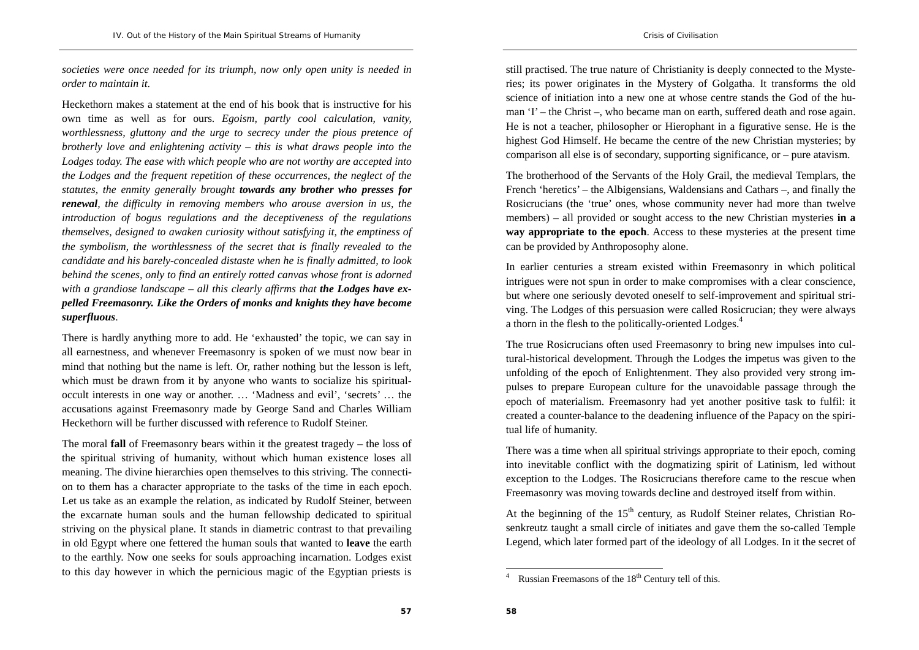*societies were once needed for its triumph, now only open unity is needed in order to maintain it.*

Heckethorn makes a statement at the end of his book that is instructive for his own time as well as for ours. *Egoism, partly cool calculation, vanity, worthlessness, gluttony and the urge to secrecy under the pious pretence of brotherly love and enlightening activity – this is what draws people into the Lodges today. The ease with which people who are not worthy are accepted into the Lodges and the frequent repetition of these occurrences, the neglect of the statutes, the enmity generally brought* ***towards any brother who presses for renewal****, the difficulty in removing members who arouse aversion in us, the introduction of bogus regulations and the deceptiveness of the regulations themselves, designed to awaken curiosity without satisfying it, the emptiness of the symbolism, the worthlessness of the secret that is finally revealed to the candidate and his barely-concealed distaste when he is finally admitted, to look behind the scenes, only to find an entirely rotted canvas whose front is adorned with a grandiose landscape – all this clearly affirms that* ***the Lodges have expelled Freemasonry. Like the Orders of monks and knights they have become superfluous****.*

There is hardly anything more to add. He 'exhausted' the topic, we can say in all earnestness, and whenever Freemasonry is spoken of we must now bear in mind that nothing but the name is left. Or, rather nothing but the lesson is left, which must be drawn from it by anyone who wants to socialize his spiritual-occult interests in one way or another. … 'Madness and evil', 'secrets' … the accusations against Freemasonry made by George Sand and Charles William Heckethorn will be further discussed with reference to Rudolf Steiner.

The moral **fall** of Freemasonry bears within it the greatest tragedy – the loss of the spiritual striving of humanity, without which human existence loses all meaning. The divine hierarchies open themselves to this striving. The connection to them has a character appropriate to the tasks of the time in each epoch. Let us take as an example the relation, as indicated by Rudolf Steiner, between the excarnate human souls and the human fellowship dedicated to spiritual striving on the physical plane. It stands in diametric contrast to that prevailing in old Egypt where one fettered the human souls that wanted to **leave** the earth to the earthly. Now one seeks for souls approaching incarnation. Lodges exist to this day however in which the pernicious magic of the Egyptian priests is still practised. The true nature of Christianity is deeply connected to the Mysteries; its power originates in the Mystery of Golgatha. It transforms the old science of initiation into a new one at whose centre stands the God of the human 'I' – the Christ –, who became man on earth, suffered death and rose again. He is not a teacher, philosopher or Hierophant in a figurative sense. He is the highest God Himself. He became the centre of the new Christian mysteries; by comparison all else is of secondary, supporting significance, or – pure atavism.

The brotherhood of the Servants of the Holy Grail, the medieval Templars, the French 'heretics' – the Albigensians, Waldensians and Cathars –, and finally the Rosicrucians (the 'true' ones, whose community never had more than twelve members) – all provided or sought access to the new Christian mysteries **in a way appropriate to the epoch**. Access to these mysteries at the present time can be provided by Anthroposophy alone.

In earlier centuries a stream existed within Freemasonry in which political intrigues were not spun in order to make compromises with a clear conscience, but where one seriously devoted oneself to self-improvement and spiritual striving. The Lodges of this persuasion were called Rosicrucian; they were always a thorn in the flesh to the politically-oriented Lodges.[4]

The true Rosicrucians often used Freemasonry to bring new impulses into cultural-historical development. Through the Lodges the impetus was given to the unfolding of the epoch of Enlightenment. They also provided very strong impulses to prepare European culture for the unavoidable passage through the epoch of materialism. Freemasonry had yet another positive task to fulfil: it created a counter-balance to the deadening influence of the Papacy on the spiritual life of humanity.

There was a time when all spiritual strivings appropriate to their epoch, coming into inevitable conflict with the dogmatizing spirit of Latinism, led without exception to the Lodges. The Rosicrucians therefore came to the rescue when Freemasonry was moving towards decline and destroyed itself from within.

At the beginning of the 15th century, as Rudolf Steiner relates, Christian Rosenkreutz taught a small circle of initiates and gave them the so-called Temple Legend, which later formed part of the ideology of all Lodges. In it the secret of

[4] Russian Freemasons of the 18th Century tell of this.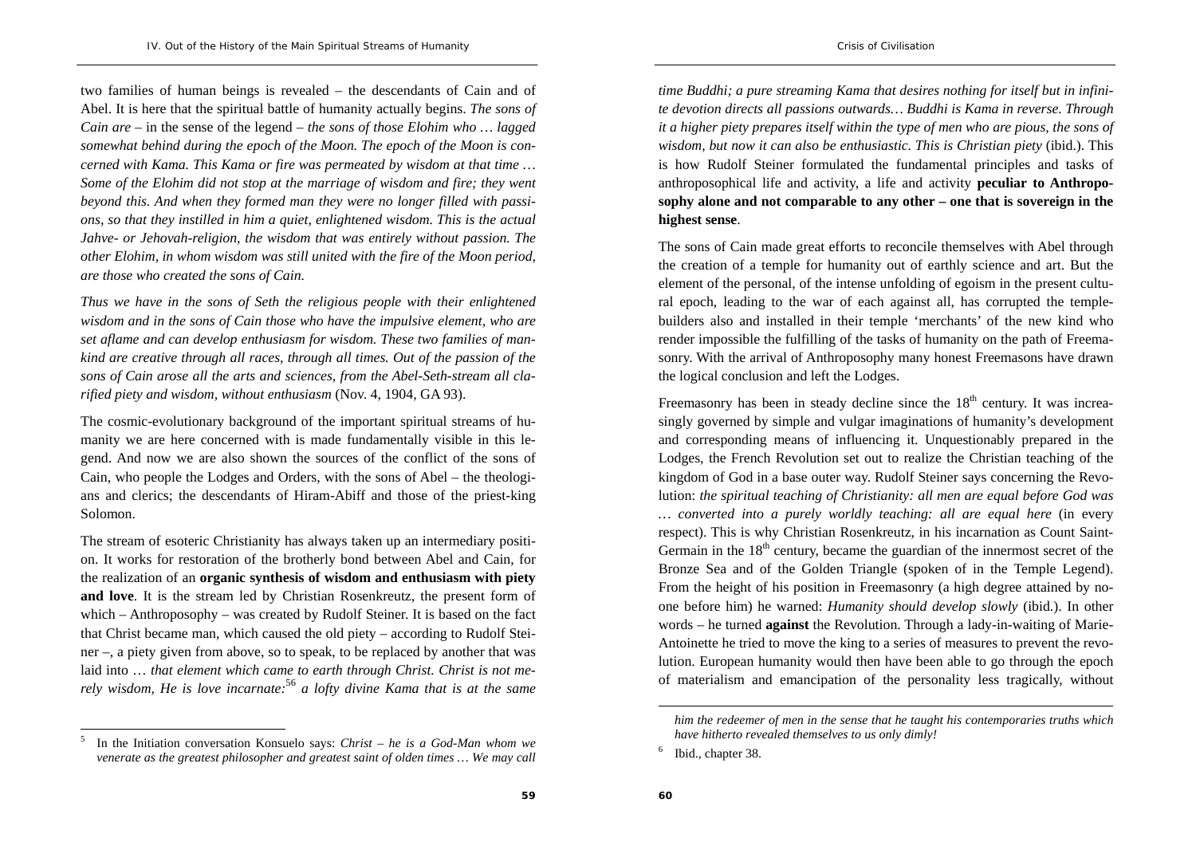two families of human beings is revealed – the descendants of Cain and of Abel. It is here that the spiritual battle of humanity actually begins. *The sons of Cain are* – in the sense of the legend – *the sons of those Elohim who … lagged somewhat behind during the epoch of the Moon. The epoch of the Moon is concerned with Kama. This Kama or fire was permeated by wisdom at that time … Some of the Elohim did not stop at the marriage of wisdom and fire; they went beyond this. And when they formed man they were no longer filled with passions, so that they instilled in him a quiet, enlightened wisdom. This is the actual Jahve- or Jehovah-religion, the wisdom that was entirely without passion. The other Elohim, in whom wisdom was still united with the fire of the Moon period, are those who created the sons of Cain.*

*Thus we have in the sons of Seth the religious people with their enlightened wisdom and in the sons of Cain those who have the impulsive element, who are set aflame and can develop enthusiasm for wisdom. These two families of mankind are creative through all races, through all times. Out of the passion of the sons of Cain arose all the arts and sciences, from the Abel-Seth-stream all clarified piety and wisdom, without enthusiasm* (Nov. 4, 1904, GA 93).

The cosmic-evolutionary background of the important spiritual streams of humanity we are here concerned with is made fundamentally visible in this legend. And now we are also shown the sources of the conflict of the sons of Cain, who people the Lodges and Orders, with the sons of Abel – the theologians and clerics; the descendants of Hiram-Abiff and those of the priest-king Solomon.

The stream of esoteric Christianity has always taken up an intermediary position. It works for restoration of the brotherly bond between Abel and Cain, for the realization of an **organic synthesis of wisdom and enthusiasm with piety and love**. It is the stream led by Christian Rosenkreutz, the present form of which – Anthroposophy – was created by Rudolf Steiner. It is based on the fact that Christ became man, which caused the old piety – according to Rudolf Steiner –, a piety given from above, so to speak, to be replaced by another that was laid into … *that element which came to earth through Christ. Christ is not merely wisdom, He is love incarnate*:[5] *a lofty divine Kama that is at the same time Buddhi; a pure streaming Kama that desires nothing for itself but in infinite devotion directs all passions outwards… Buddhi is Kama in reverse. Through it a higher piety prepares itself within the type of men who are pious, the sons of wisdom, but now it can also be enthusiastic. This is Christian piety* (ibid.). This is how Rudolf Steiner formulated the fundamental principles and tasks of anthroposophical life and activity, a life and activity **peculiar to Anthroposophy alone and not comparable to any other – one that is sovereign in the highest sense**.

The sons of Cain made great efforts to reconcile themselves with Abel through the creation of a temple for humanity out of earthly science and art. But the element of the personal, of the intense unfolding of egoism in the present cultural epoch, leading to the war of each against all, has corrupted the temple-builders also and installed in their temple 'merchants' of the new kind who render impossible the fulfilling of the tasks of humanity on the path of Freemasonry. With the arrival of Anthroposophy many honest Freemasons have drawn the logical conclusion and left the Lodges.

Freemasonry has been in steady decline since the 18th century. It was increasingly governed by simple and vulgar imaginations of humanity's development and corresponding means of influencing it. Unquestionably prepared in the Lodges, the French Revolution set out to realize the Christian teaching of the kingdom of God in a base outer way. Rudolf Steiner says concerning the Revolution: *the spiritual teaching of Christianity: all men are equal before God was … converted into a purely worldly teaching: all are equal here* (in every respect). This is why Christian Rosenkreutz, in his incarnation as Count Saint-Germain in the 18th century, became the guardian of the innermost secret of the Bronze Sea and of the Golden Triangle (spoken of in the Temple Legend). From the height of his position in Freemasonry (a high degree attained by no-one before him) he warned: *Humanity should develop slowly* (ibid.). In other words – he turned **against** the Revolution. Through a lady-in-waiting of Marie-Antoinette he tried to move the king to a series of measures to prevent the revolution. European humanity would then have been able to go through the epoch of materialism and emancipation of the personality less tragically, without

---

[5] In the Initiation conversation Konsuelo says: *Christ – he is a God-Man whom we venerate as the greatest philosopher and greatest saint of olden times … We may call him the redeemer of men in the sense that he taught his contemporaries truths which have hitherto revealed themselves to us only dimly!*

[6] Ibid., chapter 38.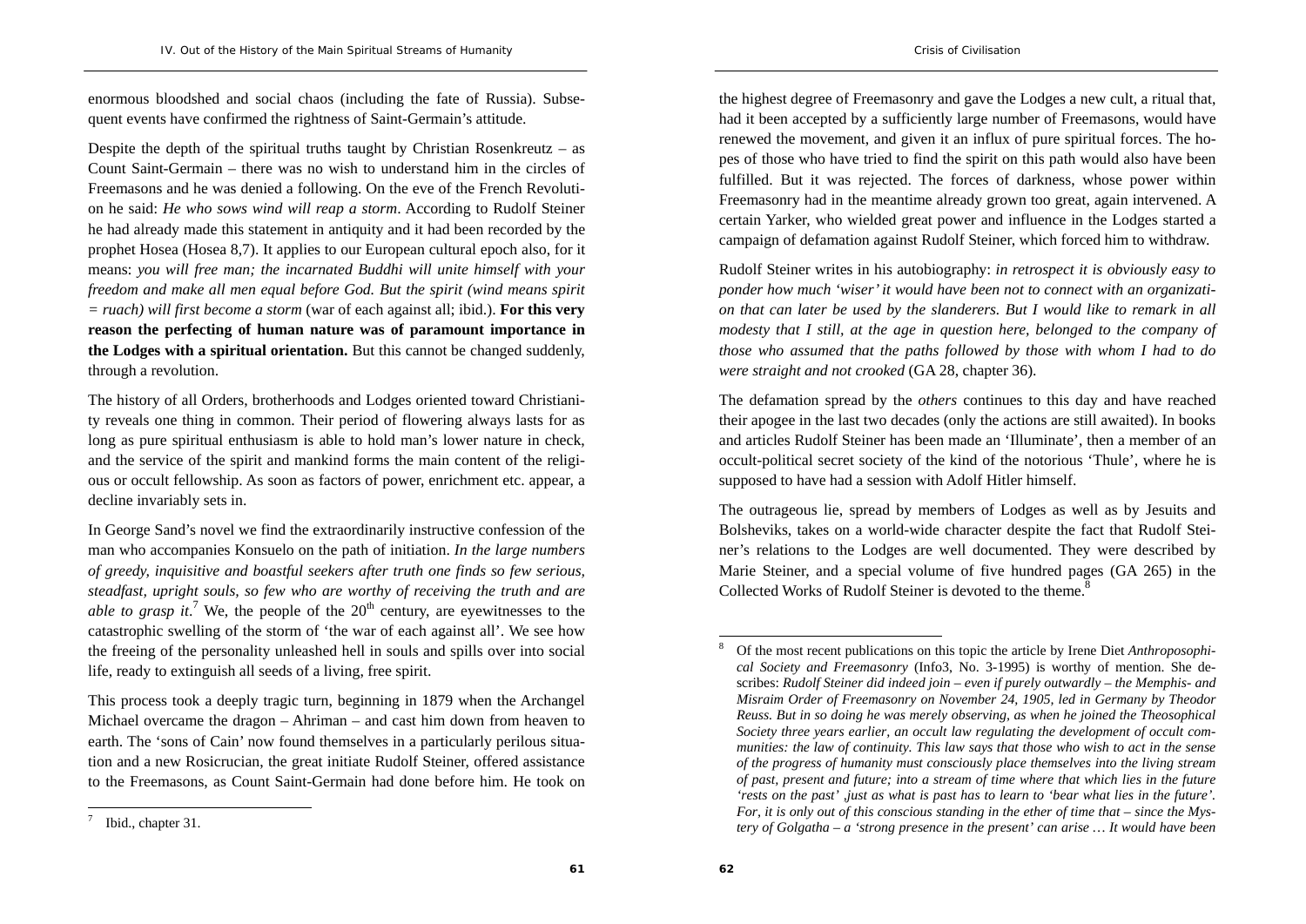enormous bloodshed and social chaos (including the fate of Russia). Subsequent events have confirmed the rightness of Saint-Germain's attitude.

Despite the depth of the spiritual truths taught by Christian Rosenkreutz – as Count Saint-Germain – there was no wish to understand him in the circles of Freemasons and he was denied a following. On the eve of the French Revolution he said: *He who sows wind will reap a storm*. According to Rudolf Steiner he had already made this statement in antiquity and it had been recorded by the prophet Hosea (Hosea 8,7). It applies to our European cultural epoch also, for it means: *you will free man; the incarnated Buddhi will unite himself with your freedom and make all men equal before God. But the spirit (wind means spirit = ruach) will first become a storm* (war of each against all; ibid.). **For this very reason the perfecting of human nature was of paramount importance in the Lodges with a spiritual orientation.** But this cannot be changed suddenly, through a revolution.

The history of all Orders, brotherhoods and Lodges oriented toward Christianity reveals one thing in common. Their period of flowering always lasts for as long as pure spiritual enthusiasm is able to hold man's lower nature in check, and the service of the spirit and mankind forms the main content of the religious or occult fellowship. As soon as factors of power, enrichment etc. appear, a decline invariably sets in.

In George Sand's novel we find the extraordinarily instructive confession of the man who accompanies Konsuelo on the path of initiation. *In the large numbers of greedy, inquisitive and boastful seekers after truth one finds so few serious, steadfast, upright souls, so few who are worthy of receiving the truth and are able to grasp it.*[7] We, the people of the 20[th] century, are eyewitnesses to the catastrophic swelling of the storm of 'the war of each against all'. We see how the freeing of the personality unleashed hell in souls and spills over into social life, ready to extinguish all seeds of a living, free spirit.

This process took a deeply tragic turn, beginning in 1879 when the Archangel Michael overcame the dragon – Ahriman – and cast him down from heaven to earth. The 'sons of Cain' now found themselves in a particularly perilous situation and a new Rosicrucian, the great initiate Rudolf Steiner, offered assistance to the Freemasons, as Count Saint-Germain had done before him. He took on the highest degree of Freemasonry and gave the Lodges a new cult, a ritual that, had it been accepted by a sufficiently large number of Freemasons, would have renewed the movement, and given it an influx of pure spiritual forces. The hopes of those who have tried to find the spirit on this path would also have been fulfilled. But it was rejected. The forces of darkness, whose power within Freemasonry had in the meantime already grown too great, again intervened. A certain Yarker, who wielded great power and influence in the Lodges started a campaign of defamation against Rudolf Steiner, which forced him to withdraw.

Rudolf Steiner writes in his autobiography: *in retrospect it is obviously easy to ponder how much 'wiser' it would have been not to connect with an organization that can later be used by the slanderers. But I would like to remark in all modesty that I still, at the age in question here, belonged to the company of those who assumed that the paths followed by those with whom I had to do were straight and not crooked* (GA 28, chapter 36).

The defamation spread by the *others* continues to this day and have reached their apogee in the last two decades (only the actions are still awaited). In books and articles Rudolf Steiner has been made an 'Illuminate', then a member of an occult-political secret society of the kind of the notorious 'Thule', where he is supposed to have had a session with Adolf Hitler himself.

The outrageous lie, spread by members of Lodges as well as by Jesuits and Bolsheviks, takes on a world-wide character despite the fact that Rudolf Steiner's relations to the Lodges are well documented. They were described by Marie Steiner, and a special volume of five hundred pages (GA 265) in the Collected Works of Rudolf Steiner is devoted to the theme.[8]

---

[7] Ibid., chapter 31.

[8] Of the most recent publications on this topic the article by Irene Diet *Anthroposophical Society and Freemasonry* (Info3, No. 3-1995) is worthy of mention. She describes: *Rudolf Steiner did indeed join – even if purely outwardly – the Memphis- and Misraim Order of Freemasonry on November 24, 1905, led in Germany by Theodor Reuss. But in so doing he was merely observing, as when he joined the Theosophical Society three years earlier, an occult law regulating the development of occult communities: the law of continuity. This law says that those who wish to act in the sense of the progress of humanity must consciously place themselves into the living stream of past, present and future; into a stream of time where that which lies in the future 'rests on the past' ,just as what is past has to learn to 'bear what lies in the future'. For, it is only out of this conscious standing in the ether of time that – since the Mystery of Golgatha – a 'strong presence in the present' can arise … It would have been*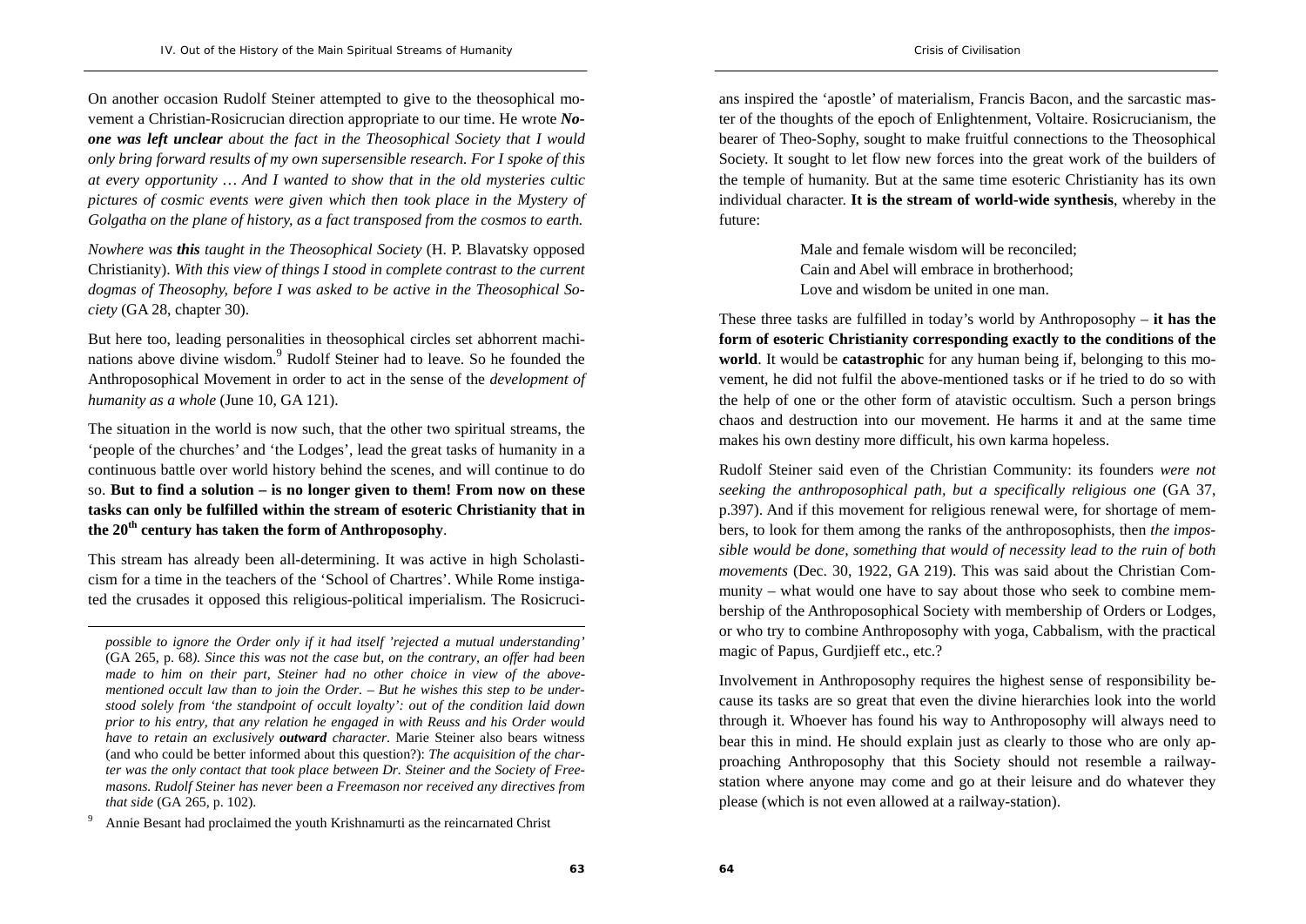On another occasion Rudolf Steiner attempted to give to the theosophical movement a Christian-Rosicrucian direction appropriate to our time. He wrote ***No-one was left unclear*** *about the fact in the Theosophical Society that I would only bring forward results of my own supersensible research. For I spoke of this at every opportunity … And I wanted to show that in the old mysteries cultic pictures of cosmic events were given which then took place in the Mystery of Golgatha on the plane of history, as a fact transposed from the cosmos to earth.*

*Nowhere was* ***this*** *taught in the Theosophical Society* (H. P. Blavatsky opposed Christianity). *With this view of things I stood in complete contrast to the current dogmas of Theosophy, before I was asked to be active in the Theosophical Society* (GA 28, chapter 30).

But here too, leading personalities in theosophical circles set abhorrent machinations above divine wisdom.[9] Rudolf Steiner had to leave. So he founded the Anthroposophical Movement in order to act in the sense of the *development of humanity as a whole* (June 10, GA 121).

The situation in the world is now such, that the other two spiritual streams, the 'people of the churches' and 'the Lodges', lead the great tasks of humanity in a continuous battle over world history behind the scenes, and will continue to do so. **But to find a solution – is no longer given to them! From now on these tasks can only be fulfilled within the stream of esoteric Christianity that in the 20th century has taken the form of Anthroposophy**.

This stream has already been all-determining. It was active in high Scholasticism for a time in the teachers of the 'School of Chartres'. While Rome instigated the crusades it opposed this religious-political imperialism. The Rosicrucians inspired the 'apostle' of materialism, Francis Bacon, and the sarcastic master of the thoughts of the epoch of Enlightenment, Voltaire. Rosicrucianism, the bearer of Theo-Sophy, sought to make fruitful connections to the Theosophical Society. It sought to let flow new forces into the great work of the builders of the temple of humanity. But at the same time esoteric Christianity has its own individual character. **It is the stream of world-wide synthesis**, whereby in the future:

> Male and female wisdom will be reconciled;
> Cain and Abel will embrace in brotherhood;
> Love and wisdom be united in one man.

These three tasks are fulfilled in today's world by Anthroposophy – **it has the form of esoteric Christianity corresponding exactly to the conditions of the world**. It would be **catastrophic** for any human being if, belonging to this movement, he did not fulfil the above-mentioned tasks or if he tried to do so with the help of one or the other form of atavistic occultism. Such a person brings chaos and destruction into our movement. He harms it and at the same time makes his own destiny more difficult, his own karma hopeless.

Rudolf Steiner said even of the Christian Community: its founders *were not seeking the anthroposophical path, but a specifically religious one* (GA 37, p.397). And if this movement for religious renewal were, for shortage of members, to look for them among the ranks of the anthroposophists, then *the impossible would be done, something that would of necessity lead to the ruin of both movements* (Dec. 30, 1922, GA 219). This was said about the Christian Community – what would one have to say about those who seek to combine membership of the Anthroposophical Society with membership of Orders or Lodges, or who try to combine Anthroposophy with yoga, Cabbalism, with the practical magic of Papus, Gurdjieff etc., etc.?

Involvement in Anthroposophy requires the highest sense of responsibility because its tasks are so great that even the divine hierarchies look into the world through it. Whoever has found his way to Anthroposophy will always need to bear this in mind. He should explain just as clearly to those who are only approaching Anthroposophy that this Society should not resemble a railway-station where anyone may come and go at their leisure and do whatever they please (which is not even allowed at a railway-station).

---

*possible to ignore the Order only if it had itself 'rejected a mutual understanding'* (GA 265, p. 68*). Since this was not the case but, on the contrary, an offer had been made to him on their part, Steiner had no other choice in view of the above-mentioned occult law than to join the Order. – But he wishes this step to be understood solely from 'the standpoint of occult loyalty': out of the condition laid down prior to his entry, that any relation he engaged in with Reuss and his Order would have to retain an exclusively* ***outward*** *character*. Marie Steiner also bears witness (and who could be better informed about this question?): *The acquisition of the charter was the only contact that took place between Dr. Steiner and the Society of Freemasons. Rudolf Steiner has never been a Freemason nor received any directives from that side* (GA 265, p. 102).

[9] Annie Besant had proclaimed the youth Krishnamurti as the reincarnated Christ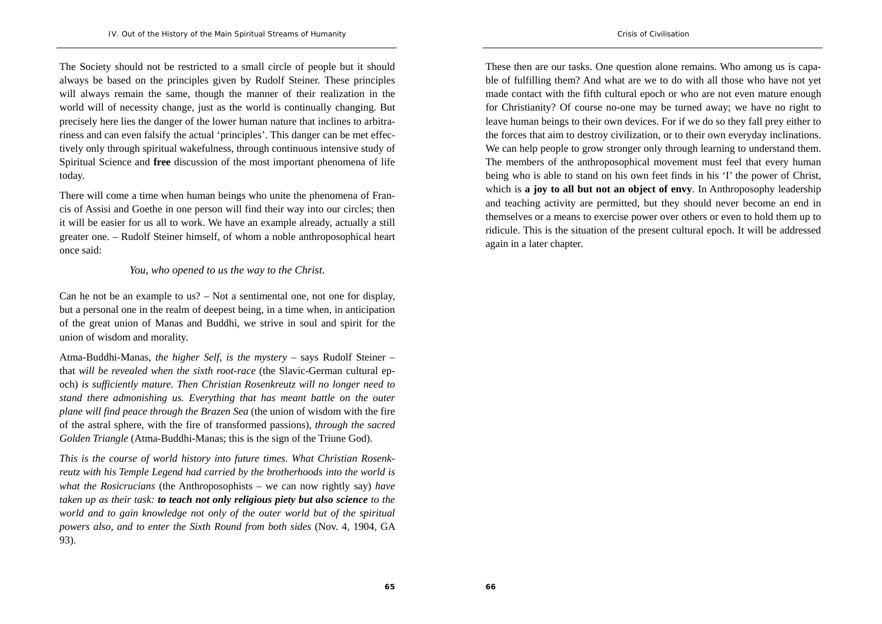The Society should not be restricted to a small circle of people but it should always be based on the principles given by Rudolf Steiner. These principles will always remain the same, though the manner of their realization in the world will of necessity change, just as the world is continually changing. But precisely here lies the danger of the lower human nature that inclines to arbitrariness and can even falsify the actual 'principles'. This danger can be met effectively only through spiritual wakefulness, through continuous intensive study of Spiritual Science and **free** discussion of the most important phenomena of life today.

There will come a time when human beings who unite the phenomena of Francis of Assisi and Goethe in one person will find their way into our circles; then it will be easier for us all to work. We have an example already, actually a still greater one. – Rudolf Steiner himself, of whom a noble anthroposophical heart once said:

*You, who opened to us the way to the Christ*.

Can he not be an example to us? – Not a sentimental one, not one for display, but a personal one in the realm of deepest being, in a time when, in anticipation of the great union of Manas and Buddhi, we strive in soul and spirit for the union of wisdom and morality.

Atma-Buddhi-Manas, *the higher Self, is the mystery* – says Rudolf Steiner – that *will be revealed when the sixth root-race* (the Slavic-German cultural epoch) *is sufficiently mature. Then Christian Rosenkreutz will no longer need to stand there admonishing us. Everything that has meant battle on the outer plane will find peace through the Brazen Sea* (the union of wisdom with the fire of the astral sphere, with the fire of transformed passions), *through the sacred Golden Triangle* (Atma-Buddhi-Manas; this is the sign of the Triune God).

*This is the course of world history into future times. What Christian Rosenkreutz with his Temple Legend had carried by the brotherhoods into the world is what the Rosicrucians* (the Anthroposophists – we can now rightly say) *have taken up as their task:* ***to teach not only religious piety but also science*** *to the world and to gain knowledge not only of the outer world but of the spiritual powers also, and to enter the Sixth Round from both sides* (Nov. 4, 1904, GA 93).

These then are our tasks. One question alone remains. Who among us is capable of fulfilling them? And what are we to do with all those who have not yet made contact with the fifth cultural epoch or who are not even mature enough for Christianity? Of course no-one may be turned away; we have no right to leave human beings to their own devices. For if we do so they fall prey either to the forces that aim to destroy civilization, or to their own everyday inclinations. We can help people to grow stronger only through learning to understand them. The members of the anthroposophical movement must feel that every human being who is able to stand on his own feet finds in his 'I' the power of Christ, which is **a joy to all but not an object of envy**. In Anthroposophy leadership and teaching activity are permitted, but they should never become an end in themselves or a means to exercise power over others or even to hold them up to ridicule. This is the situation of the present cultural epoch. It will be addressed again in a later chapter.